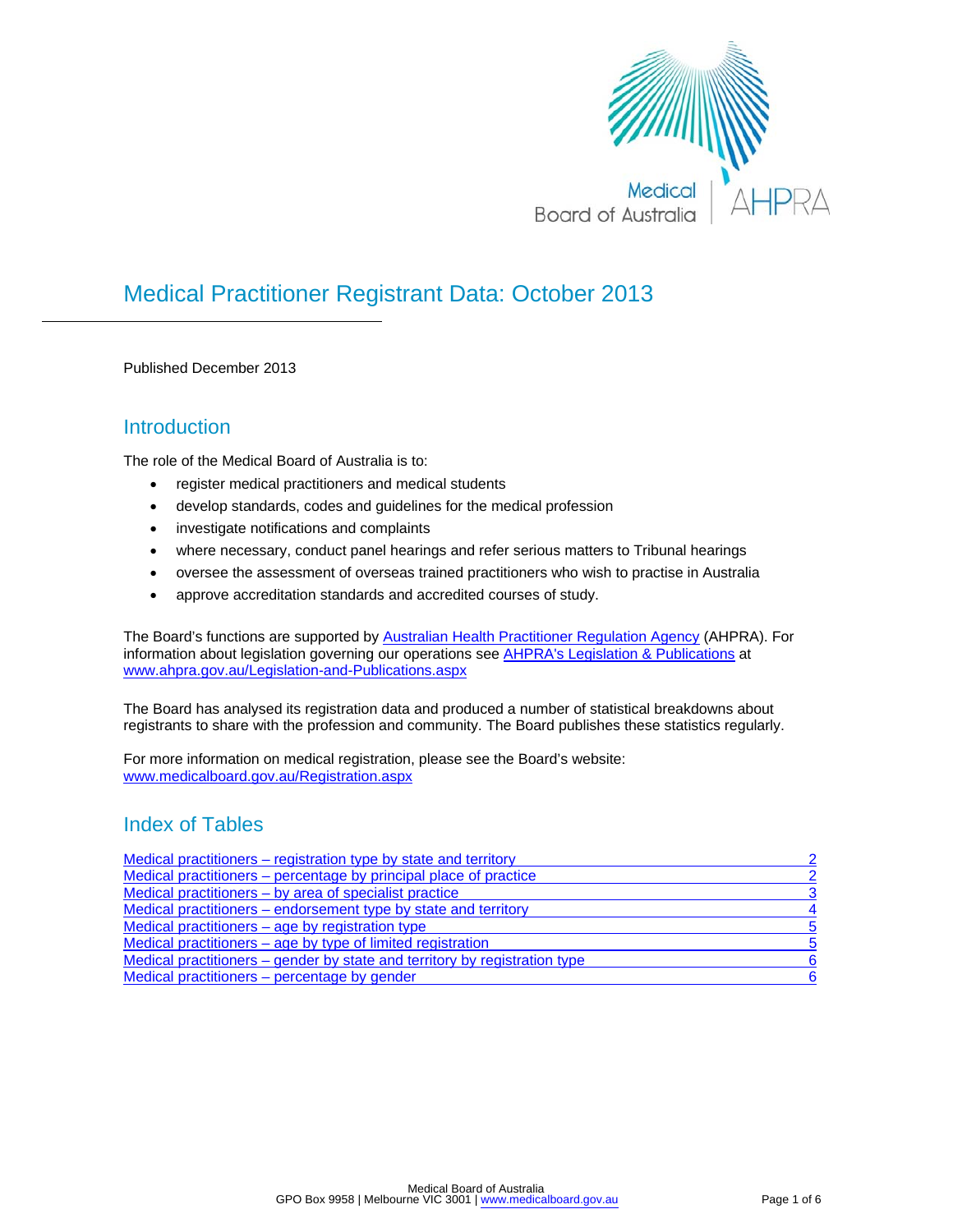# Medical Practitioner Registrant Data: October 2013

Published December 2013

## Introduction

The role of the Medical Board of Australia is to:

- register medical practitioners and medical students
- develop standards, codes and guidelines for the medical profession
- investigate notifications and complaints
- where necessary, conduct panel hearings and refer serious matters to Tribunal hearings
- oversee the assessment of overseas trained practitioners who wish to practise in Australia
- approve accreditation standards and accredited courses of study.

The Board's functions are supported by Australian Health Practitioner Regulation Agency (AHPRA). For information about legislation governing our operations see AHPRA's Legislation & Publications at www.ahpra.gov.au/Legislation-and-Publications.aspx

The Board has analysed its registration data and produced a number of statistical breakdowns about registrants to share with the profession and community. The Board publishes these statistics regularly.

For more information on medical registration, please see the Board's website: www.medicalboard.gov.au/Registration.aspx

## Index of Tables

| Table | Page |
|---|---|
| Medical practitioners – registration type by state and territory | 2 |
| Medical practitioners – percentage by principal place of practice | 2 |
| Medical practitioners – by area of specialist practice | 3 |
| Medical practitioners – endorsement type by state and territory | 4 |
| Medical practitioners – age by registration type | 5 |
| Medical practitioners – age by type of limited registration | 5 |
| Medical practitioners – gender by state and territory by registration type | 6 |
| Medical practitioners – percentage by gender | 6 |

Medical Board of Australia
GPO Box 9958 | Melbourne VIC 3001 | www.medicalboard.gov.au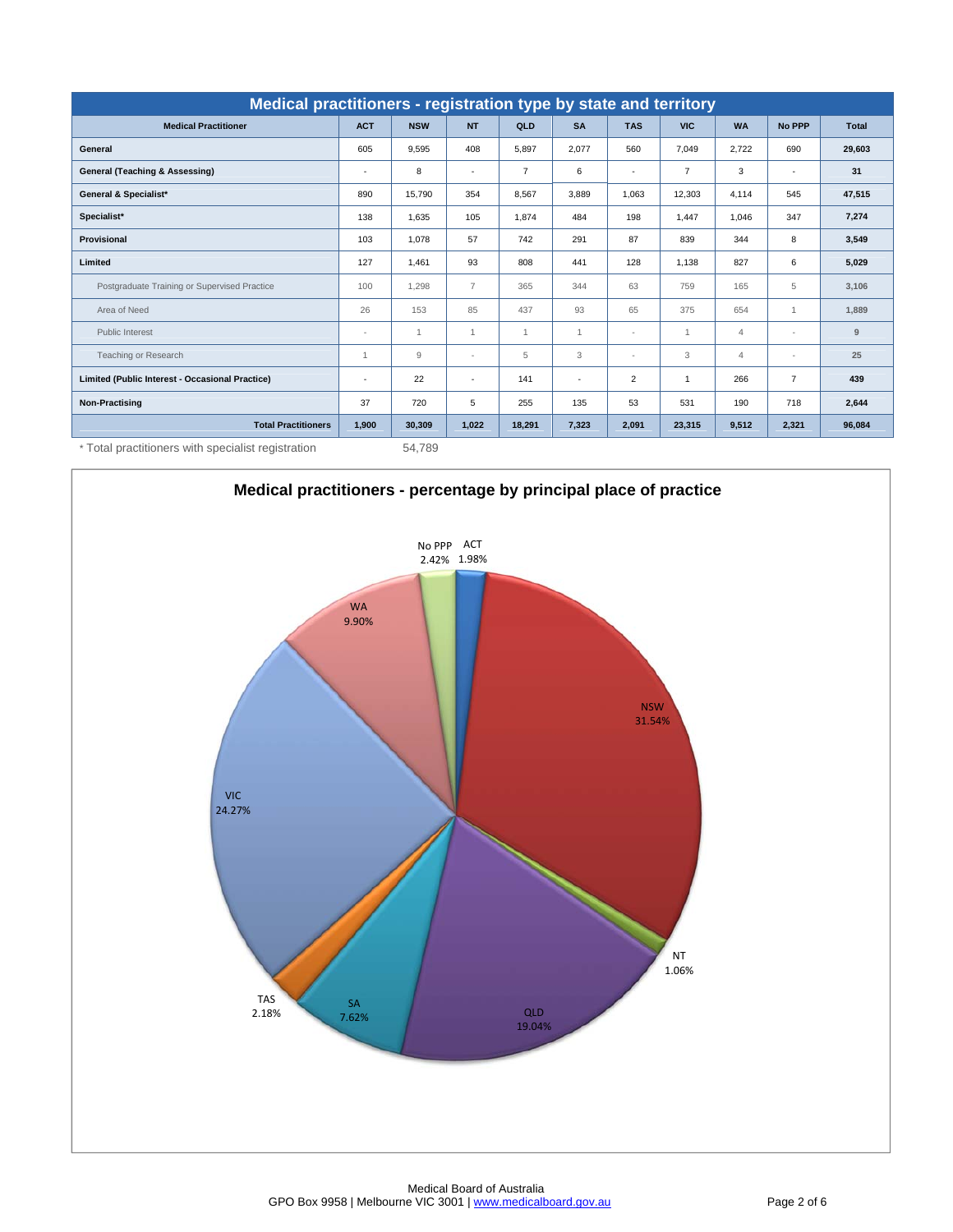## Medical practitioners - registration type by state and territory

| Medical Practitioner | ACT | NSW | NT | QLD | SA | TAS | VIC | WA | No PPP | Total |
|---|---|---|---|---|---|---|---|---|---|---|
| **General** | 605 | 9,595 | 408 | 5,897 | 2,077 | 560 | 7,049 | 2,722 | 690 | **29,603** |
| **General (Teaching & Assessing)** | - | 8 | - | 7 | 6 | - | 7 | 3 | - | **31** |
| **General & Specialist*** | 890 | 15,790 | 354 | 8,567 | 3,889 | 1,063 | 12,303 | 4,114 | 545 | **47,515** |
| **Specialist*** | 138 | 1,635 | 105 | 1,874 | 484 | 198 | 1,447 | 1,046 | 347 | **7,274** |
| **Provisional** | 103 | 1,078 | 57 | 742 | 291 | 87 | 839 | 344 | 8 | **3,549** |
| **Limited** | 127 | 1,461 | 93 | 808 | 441 | 128 | 1,138 | 827 | 6 | **5,029** |
| Postgraduate Training or Supervised Practice | 100 | 1,298 | 7 | 365 | 344 | 63 | 759 | 165 | 5 | **3,106** |
| Area of Need | 26 | 153 | 85 | 437 | 93 | 65 | 375 | 654 | 1 | **1,889** |
| Public Interest | - | 1 | 1 | 1 | 1 | - | 1 | 4 | - | **9** |
| Teaching or Research | 1 | 9 | - | 5 | 3 | - | 3 | 4 | - | **25** |
| **Limited (Public Interest - Occasional Practice)** | - | 22 | - | 141 | - | 2 | 1 | 266 | 7 | **439** |
| **Non-Practising** | 37 | 720 | 5 | 255 | 135 | 53 | 531 | 190 | 718 | **2,644** |
| **Total Practitioners** | **1,900** | **30,309** | **1,022** | **18,291** | **7,323** | **2,091** | **23,315** | **9,512** | **2,321** | **96,084** |

* Total practitioners with specialist registration 54,789

## Medical practitioners - percentage by principal place of practice

| Principal place of practice | Percentage |
|---|---|
| ACT | 1.98% |
| NSW | 31.54% |
| NT | 1.06% |
| QLD | 19.04% |
| SA | 7.62% |
| TAS | 2.18% |
| VIC | 24.27% |
| WA | 9.90% |
| No PPP | 2.42% |

Medical Board of Australia
GPO Box 9958 | Melbourne VIC 3001 | www.medicalboard.gov.au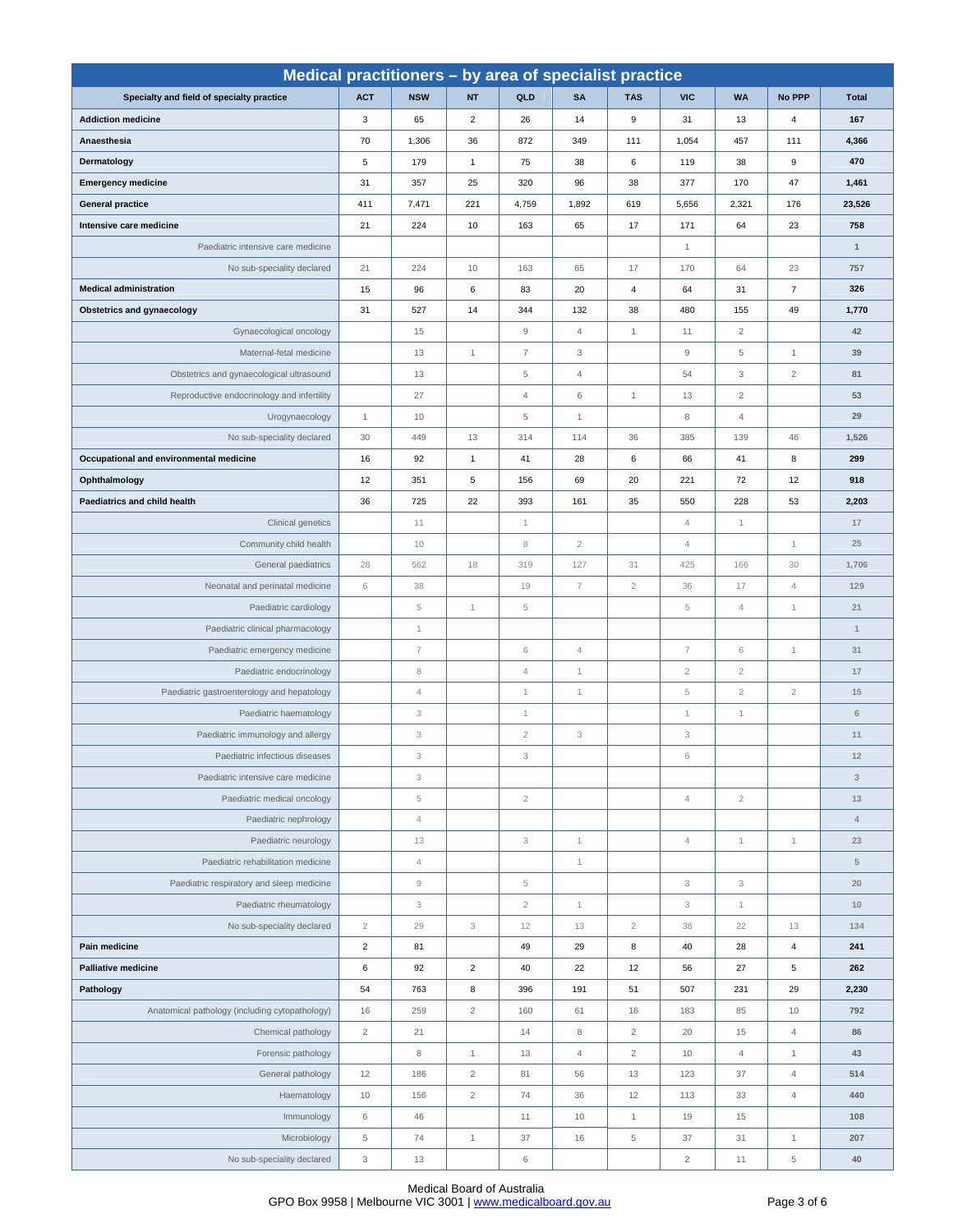# Medical practitioners – by area of specialist practice

| Specialty and field of specialty practice | ACT | NSW | NT | QLD | SA | TAS | VIC | WA | No PPP | Total |
|---|---|---|---|---|---|---|---|---|---|---|
| **Addiction medicine** | 3 | 65 | 2 | 26 | 14 | 9 | 31 | 13 | 4 | **167** |
| **Anaesthesia** | 70 | 1,306 | 36 | 872 | 349 | 111 | 1,054 | 457 | 111 | **4,366** |
| **Dermatology** | 5 | 179 | 1 | 75 | 38 | 6 | 119 | 38 | 9 | **470** |
| **Emergency medicine** | 31 | 357 | 25 | 320 | 96 | 38 | 377 | 170 | 47 | **1,461** |
| **General practice** | 411 | 7,471 | 221 | 4,759 | 1,892 | 619 | 5,656 | 2,321 | 176 | **23,526** |
| **Intensive care medicine** | 21 | 224 | 10 | 163 | 65 | 17 | 171 | 64 | 23 | **758** |
| Paediatric intensive care medicine | | | | | | | 1 | | | **1** |
| No sub-speciality declared | 21 | 224 | 10 | 163 | 65 | 17 | 170 | 64 | 23 | **757** |
| **Medical administration** | 15 | 96 | 6 | 83 | 20 | 4 | 64 | 31 | 7 | **326** |
| **Obstetrics and gynaecology** | 31 | 527 | 14 | 344 | 132 | 38 | 480 | 155 | 49 | **1,770** |
| Gynaecological oncology | | 15 | | 9 | 4 | 1 | 11 | 2 | | **42** |
| Maternal-fetal medicine | | 13 | 1 | 7 | 3 | | 9 | 5 | 1 | **39** |
| Obstetrics and gynaecological ultrasound | | 13 | | 5 | 4 | | 54 | 3 | 2 | **81** |
| Reproductive endocrinology and infertility | | 27 | | 4 | 6 | 1 | 13 | 2 | | **53** |
| Urogynaecology | 1 | 10 | | 5 | 1 | | 8 | 4 | | **29** |
| No sub-speciality declared | 30 | 449 | 13 | 314 | 114 | 36 | 385 | 139 | 46 | **1,526** |
| **Occupational and environmental medicine** | 16 | 92 | 1 | 41 | 28 | 6 | 66 | 41 | 8 | **299** |
| **Ophthalmology** | 12 | 351 | 5 | 156 | 69 | 20 | 221 | 72 | 12 | **918** |
| **Paediatrics and child health** | 36 | 725 | 22 | 393 | 161 | 35 | 550 | 228 | 53 | **2,203** |
| Clinical genetics | | 11 | | 1 | | | 4 | 1 | | **17** |
| Community child health | | 10 | | 8 | 2 | | 4 | | 1 | **25** |
| General paediatrics | 28 | 562 | 18 | 319 | 127 | 31 | 425 | 166 | 30 | **1,706** |
| Neonatal and perinatal medicine | 6 | 38 | | 19 | 7 | 2 | 36 | 17 | 4 | **129** |
| Paediatric cardiology | | 5 | 1 | 5 | | | 5 | 4 | 1 | **21** |
| Paediatric clinical pharmacology | | 1 | | | | | | | | **1** |
| Paediatric emergency medicine | | 7 | | 6 | 4 | | 7 | 6 | 1 | **31** |
| Paediatric endocrinology | | 8 | | 4 | 1 | | 2 | 2 | | **17** |
| Paediatric gastroenterology and hepatology | | 4 | | 1 | 1 | | 5 | 2 | 2 | **15** |
| Paediatric haematology | | 3 | | 1 | | | 1 | 1 | | **6** |
| Paediatric immunology and allergy | | 3 | | 2 | 3 | | 3 | | | **11** |
| Paediatric infectious diseases | | 3 | | 3 | | | 6 | | | **12** |
| Paediatric intensive care medicine | | 3 | | | | | | | | **3** |
| Paediatric medical oncology | | 5 | | 2 | | | 4 | 2 | | **13** |
| Paediatric nephrology | | 4 | | | | | | | | **4** |
| Paediatric neurology | | 13 | | 3 | 1 | | 4 | 1 | 1 | **23** |
| Paediatric rehabilitation medicine | | 4 | | | 1 | | | | | **5** |
| Paediatric respiratory and sleep medicine | | 9 | | 5 | | | 3 | 3 | | **20** |
| Paediatric rheumatology | | 3 | | 2 | 1 | | 3 | 1 | | **10** |
| No sub-speciality declared | 2 | 29 | 3 | 12 | 13 | 2 | 38 | 22 | 13 | **134** |
| **Pain medicine** | 2 | 81 | | 49 | 29 | 8 | 40 | 28 | 4 | **241** |
| **Palliative medicine** | 6 | 92 | 2 | 40 | 22 | 12 | 56 | 27 | 5 | **262** |
| **Pathology** | 54 | 763 | 8 | 396 | 191 | 51 | 507 | 231 | 29 | **2,230** |
| Anatomical pathology (including cytopathology) | 16 | 259 | 2 | 160 | 61 | 16 | 183 | 85 | 10 | **792** |
| Chemical pathology | 2 | 21 | | 14 | 8 | 2 | 20 | 15 | 4 | **86** |
| Forensic pathology | | 8 | 1 | 13 | 4 | 2 | 10 | 4 | 1 | **43** |
| General pathology | 12 | 186 | 2 | 81 | 56 | 13 | 123 | 37 | 4 | **514** |
| Haematology | 10 | 156 | 2 | 74 | 36 | 12 | 113 | 33 | 4 | **440** |
| Immunology | 6 | 46 | | 11 | 10 | 1 | 19 | 15 | | **108** |
| Microbiology | 5 | 74 | 1 | 37 | 16 | 5 | 37 | 31 | 1 | **207** |
| No sub-speciality declared | 3 | 13 | | 6 | | | 2 | 11 | 5 | **40** |

Medical Board of Australia
GPO Box 9958 | Melbourne VIC 3001 | www.medicalboard.gov.au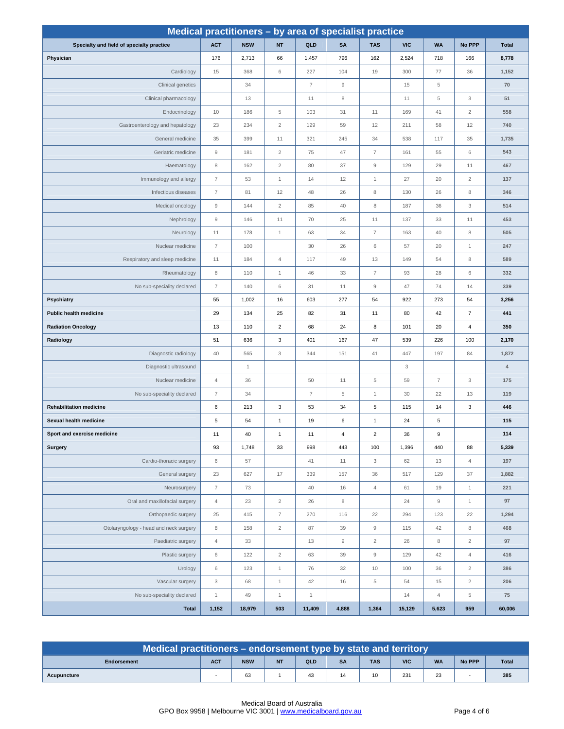## Medical practitioners – by area of specialist practice

| Specialty and field of specialty practice | ACT | NSW | NT | QLD | SA | TAS | VIC | WA | No PPP | Total |
|---|---|---|---|---|---|---|---|---|---|---|
| **Physician** | 176 | 2,713 | 66 | 1,457 | 796 | 162 | 2,524 | 718 | 166 | **8,778** |
| Cardiology | 15 | 368 | 6 | 227 | 104 | 19 | 300 | 77 | 36 | **1,152** |
| Clinical genetics | | 34 | | 7 | 9 | | 15 | 5 | | **70** |
| Clinical pharmacology | | 13 | | 11 | 8 | | 11 | 5 | 3 | **51** |
| Endocrinology | 10 | 186 | 5 | 103 | 31 | 11 | 169 | 41 | 2 | **558** |
| Gastroenterology and hepatology | 23 | 234 | 2 | 129 | 59 | 12 | 211 | 58 | 12 | **740** |
| General medicine | 35 | 399 | 11 | 321 | 245 | 34 | 538 | 117 | 35 | **1,735** |
| Geriatric medicine | 9 | 181 | 2 | 75 | 47 | 7 | 161 | 55 | 6 | **543** |
| Haematology | 8 | 162 | 2 | 80 | 37 | 9 | 129 | 29 | 11 | **467** |
| Immunology and allergy | 7 | 53 | 1 | 14 | 12 | 1 | 27 | 20 | 2 | **137** |
| Infectious diseases | 7 | 81 | 12 | 48 | 26 | 8 | 130 | 26 | 8 | **346** |
| Medical oncology | 9 | 144 | 2 | 85 | 40 | 8 | 187 | 36 | 3 | **514** |
| Nephrology | 9 | 146 | 11 | 70 | 25 | 11 | 137 | 33 | 11 | **453** |
| Neurology | 11 | 178 | 1 | 63 | 34 | 7 | 163 | 40 | 8 | **505** |
| Nuclear medicine | 7 | 100 | | 30 | 26 | 6 | 57 | 20 | 1 | **247** |
| Respiratory and sleep medicine | 11 | 184 | 4 | 117 | 49 | 13 | 149 | 54 | 8 | **589** |
| Rheumatology | 8 | 110 | 1 | 46 | 33 | 7 | 93 | 28 | 6 | **332** |
| No sub-speciality declared | 7 | 140 | 6 | 31 | 11 | 9 | 47 | 74 | 14 | **339** |
| **Psychiatry** | 55 | 1,002 | 16 | 603 | 277 | 54 | 922 | 273 | 54 | **3,256** |
| **Public health medicine** | 29 | 134 | 25 | 82 | 31 | 11 | 80 | 42 | 7 | **441** |
| **Radiation Oncology** | 13 | 110 | 2 | 68 | 24 | 8 | 101 | 20 | 4 | **350** |
| **Radiology** | 51 | 636 | 3 | 401 | 167 | 47 | 539 | 226 | 100 | **2,170** |
| Diagnostic radiology | 40 | 565 | 3 | 344 | 151 | 41 | 447 | 197 | 84 | **1,872** |
| Diagnostic ultrasound | | 1 | | | | | 3 | | | **4** |
| Nuclear medicine | 4 | 36 | | 50 | 11 | 5 | 59 | 7 | 3 | **175** |
| No sub-speciality declared | 7 | 34 | | 7 | 5 | 1 | 30 | 22 | 13 | **119** |
| **Rehabilitation medicine** | 6 | 213 | 3 | 53 | 34 | 5 | 115 | 14 | 3 | **446** |
| **Sexual health medicine** | 5 | 54 | 1 | 19 | 6 | 1 | 24 | 5 | | **115** |
| **Sport and exercise medicine** | 11 | 40 | 1 | 11 | 4 | 2 | 36 | 9 | | **114** |
| **Surgery** | 93 | 1,748 | 33 | 998 | 443 | 100 | 1,396 | 440 | 88 | **5,339** |
| Cardio-thoracic surgery | 6 | 57 | | 41 | 11 | 3 | 62 | 13 | 4 | **197** |
| General surgery | 23 | 627 | 17 | 339 | 157 | 36 | 517 | 129 | 37 | **1,882** |
| Neurosurgery | 7 | 73 | | 40 | 16 | 4 | 61 | 19 | 1 | **221** |
| Oral and maxillofacial surgery | 4 | 23 | 2 | 26 | 8 | | 24 | 9 | 1 | **97** |
| Orthopaedic surgery | 25 | 415 | 7 | 270 | 116 | 22 | 294 | 123 | 22 | **1,294** |
| Otolaryngology - head and neck surgery | 8 | 158 | 2 | 87 | 39 | 9 | 115 | 42 | 8 | **468** |
| Paediatric surgery | 4 | 33 | | 13 | 9 | 2 | 26 | 8 | 2 | **97** |
| Plastic surgery | 6 | 122 | 2 | 63 | 39 | 9 | 129 | 42 | 4 | **416** |
| Urology | 6 | 123 | 1 | 76 | 32 | 10 | 100 | 36 | 2 | **386** |
| Vascular surgery | 3 | 68 | 1 | 42 | 16 | 5 | 54 | 15 | 2 | **206** |
| No sub-speciality declared | 1 | 49 | 1 | 1 | | | 14 | 4 | 5 | **75** |
| **Total** | **1,152** | **18,979** | **503** | **11,409** | **4,888** | **1,364** | **15,129** | **5,623** | **959** | **60,006** |

## Medical practitioners – endorsement type by state and territory

| Endorsement | ACT | NSW | NT | QLD | SA | TAS | VIC | WA | No PPP | Total |
|---|---|---|---|---|---|---|---|---|---|---|
| **Acupuncture** | - | 63 | 1 | 43 | 14 | 10 | 231 | 23 | - | **385** |

Medical Board of Australia
GPO Box 9958 | Melbourne VIC 3001 | www.medicalboard.gov.au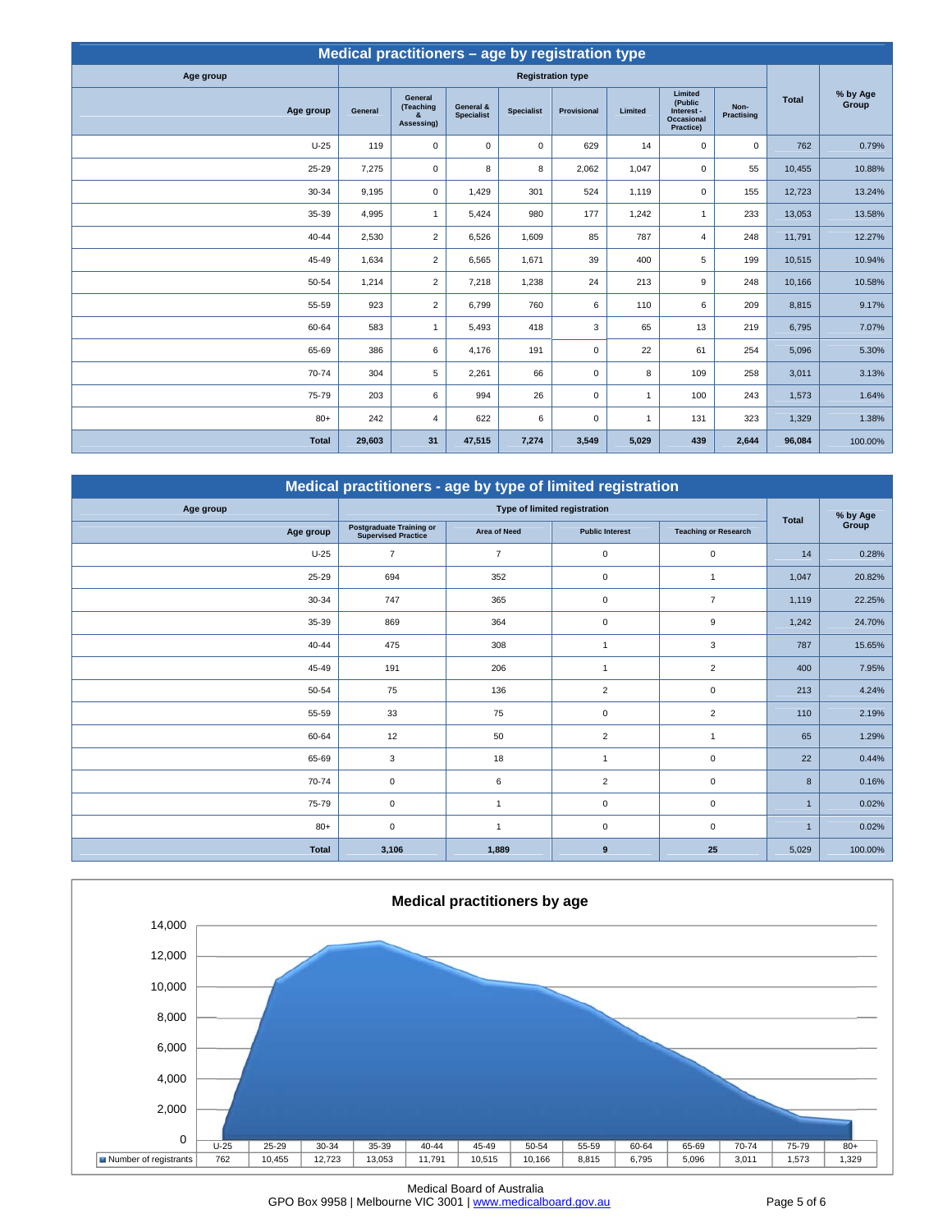## Medical practitioners – age by registration type

| Age group | General | General (Teaching & Assessing) | General & Specialist | Specialist | Provisional | Limited | Limited (Public Interest - Occasional Practice) | Non-Practising | Total | % by Age Group |
|---|---|---|---|---|---|---|---|---|---|---|
| U-25 | 119 | 0 | 0 | 0 | 629 | 14 | 0 | 0 | 762 | 0.79% |
| 25-29 | 7,275 | 0 | 8 | 8 | 2,062 | 1,047 | 0 | 55 | 10,455 | 10.88% |
| 30-34 | 9,195 | 0 | 1,429 | 301 | 524 | 1,119 | 0 | 155 | 12,723 | 13.24% |
| 35-39 | 4,995 | 1 | 5,424 | 980 | 177 | 1,242 | 1 | 233 | 13,053 | 13.58% |
| 40-44 | 2,530 | 2 | 6,526 | 1,609 | 85 | 787 | 4 | 248 | 11,791 | 12.27% |
| 45-49 | 1,634 | 2 | 6,565 | 1,671 | 39 | 400 | 5 | 199 | 10,515 | 10.94% |
| 50-54 | 1,214 | 2 | 7,218 | 1,238 | 24 | 213 | 9 | 248 | 10,166 | 10.58% |
| 55-59 | 923 | 2 | 6,799 | 760 | 6 | 110 | 6 | 209 | 8,815 | 9.17% |
| 60-64 | 583 | 1 | 5,493 | 418 | 3 | 65 | 13 | 219 | 6,795 | 7.07% |
| 65-69 | 386 | 6 | 4,176 | 191 | 0 | 22 | 61 | 254 | 5,096 | 5.30% |
| 70-74 | 304 | 5 | 2,261 | 66 | 0 | 8 | 109 | 258 | 3,011 | 3.13% |
| 75-79 | 203 | 6 | 994 | 26 | 0 | 1 | 100 | 243 | 1,573 | 1.64% |
| 80+ | 242 | 4 | 622 | 6 | 0 | 1 | 131 | 323 | 1,329 | 1.38% |
| **Total** | **29,603** | **31** | **47,515** | **7,274** | **3,549** | **5,029** | **439** | **2,644** | **96,084** | 100.00% |

## Medical practitioners - age by type of limited registration

| Age group | Postgraduate Training or Supervised Practice | Area of Need | Public Interest | Teaching or Research | Total | % by Age Group |
|---|---|---|---|---|---|---|
| U-25 | 7 | 7 | 0 | 0 | 14 | 0.28% |
| 25-29 | 694 | 352 | 0 | 1 | 1,047 | 20.82% |
| 30-34 | 747 | 365 | 0 | 7 | 1,119 | 22.25% |
| 35-39 | 869 | 364 | 0 | 9 | 1,242 | 24.70% |
| 40-44 | 475 | 308 | 1 | 3 | 787 | 15.65% |
| 45-49 | 191 | 206 | 1 | 2 | 400 | 7.95% |
| 50-54 | 75 | 136 | 2 | 0 | 213 | 4.24% |
| 55-59 | 33 | 75 | 0 | 2 | 110 | 2.19% |
| 60-64 | 12 | 50 | 2 | 1 | 65 | 1.29% |
| 65-69 | 3 | 18 | 1 | 0 | 22 | 0.44% |
| 70-74 | 0 | 6 | 2 | 0 | 8 | 0.16% |
| 75-79 | 0 | 1 | 0 | 0 | 1 | 0.02% |
| 80+ | 0 | 1 | 0 | 0 | 1 | 0.02% |
| **Total** | **3,106** | **1,889** | **9** | **25** | 5,029 | 100.00% |

## Medical practitioners by age

| | U-25 | 25-29 | 30-34 | 35-39 | 40-44 | 45-49 | 50-54 | 55-59 | 60-64 | 65-69 | 70-74 | 75-79 | 80+ |
|---|---|---|---|---|---|---|---|---|---|---|---|---|---|
| Number of registrants | 762 | 10,455 | 12,723 | 13,053 | 11,791 | 10,515 | 10,166 | 8,815 | 6,795 | 5,096 | 3,011 | 1,573 | 1,329 |

Medical Board of Australia
GPO Box 9958 | Melbourne VIC 3001 | www.medicalboard.gov.au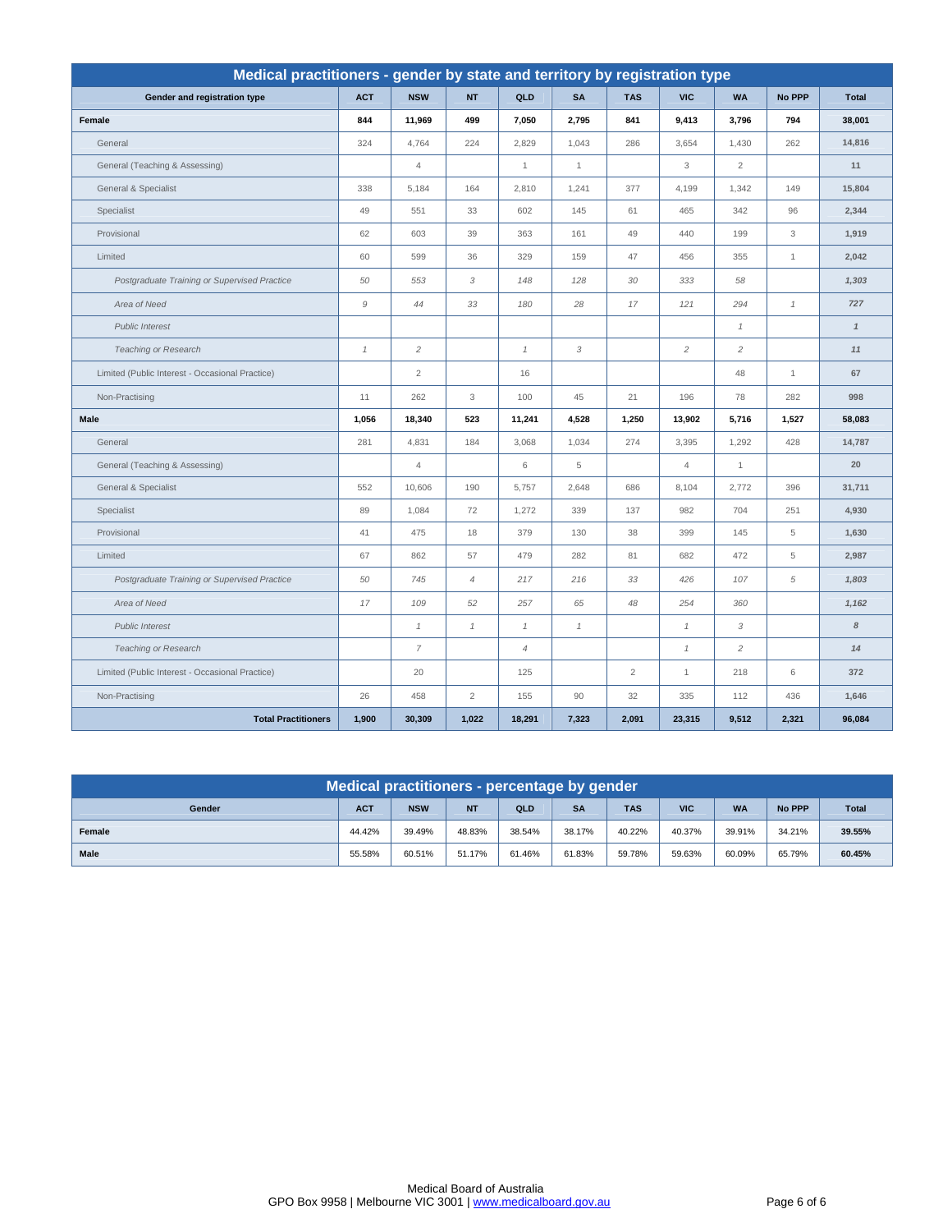## Medical practitioners - gender by state and territory by registration type

| Gender and registration type | ACT | NSW | NT | QLD | SA | TAS | VIC | WA | No PPP | Total |
|---|---|---|---|---|---|---|---|---|---|---|
| **Female** | **844** | **11,969** | **499** | **7,050** | **2,795** | **841** | **9,413** | **3,796** | **794** | **38,001** |
| General | 324 | 4,764 | 224 | 2,829 | 1,043 | 286 | 3,654 | 1,430 | 262 | **14,816** |
| General (Teaching & Assessing) | | 4 | | 1 | 1 | | 3 | 2 | | **11** |
| General & Specialist | 338 | 5,184 | 164 | 2,810 | 1,241 | 377 | 4,199 | 1,342 | 149 | **15,804** |
| Specialist | 49 | 551 | 33 | 602 | 145 | 61 | 465 | 342 | 96 | **2,344** |
| Provisional | 62 | 603 | 39 | 363 | 161 | 49 | 440 | 199 | 3 | **1,919** |
| Limited | 60 | 599 | 36 | 329 | 159 | 47 | 456 | 355 | 1 | **2,042** |
| *Postgraduate Training or Supervised Practice* | *50* | *553* | *3* | *148* | *128* | *30* | *333* | *58* | | ***1,303*** |
| *Area of Need* | *9* | *44* | *33* | *180* | *28* | *17* | *121* | *294* | *1* | ***727*** |
| *Public Interest* | | | | | | | | *1* | | ***1*** |
| *Teaching or Research* | *1* | *2* | | *1* | *3* | | *2* | *2* | | ***11*** |
| Limited (Public Interest - Occasional Practice) | | 2 | | 16 | | | | 48 | 1 | **67** |
| Non-Practising | 11 | 262 | 3 | 100 | 45 | 21 | 196 | 78 | 282 | **998** |
| **Male** | **1,056** | **18,340** | **523** | **11,241** | **4,528** | **1,250** | **13,902** | **5,716** | **1,527** | **58,083** |
| General | 281 | 4,831 | 184 | 3,068 | 1,034 | 274 | 3,395 | 1,292 | 428 | **14,787** |
| General (Teaching & Assessing) | | 4 | | 6 | 5 | | 4 | 1 | | **20** |
| General & Specialist | 552 | 10,606 | 190 | 5,757 | 2,648 | 686 | 8,104 | 2,772 | 396 | **31,711** |
| Specialist | 89 | 1,084 | 72 | 1,272 | 339 | 137 | 982 | 704 | 251 | **4,930** |
| Provisional | 41 | 475 | 18 | 379 | 130 | 38 | 399 | 145 | 5 | **1,630** |
| Limited | 67 | 862 | 57 | 479 | 282 | 81 | 682 | 472 | 5 | **2,987** |
| *Postgraduate Training or Supervised Practice* | *50* | *745* | *4* | *217* | *216* | *33* | *426* | *107* | *5* | ***1,803*** |
| *Area of Need* | *17* | *109* | *52* | *257* | *65* | *48* | *254* | *360* | | ***1,162*** |
| *Public Interest* | | *1* | *1* | *1* | *1* | | *1* | *3* | | ***8*** |
| *Teaching or Research* | | *7* | | *4* | | | *1* | *2* | | ***14*** |
| Limited (Public Interest - Occasional Practice) | | 20 | | 125 | | 2 | 1 | 218 | 6 | **372** |
| Non-Practising | 26 | 458 | 2 | 155 | 90 | 32 | 335 | 112 | 436 | **1,646** |
| **Total Practitioners** | **1,900** | **30,309** | **1,022** | **18,291** | **7,323** | **2,091** | **23,315** | **9,512** | **2,321** | **96,084** |

## Medical practitioners - percentage by gender

| Gender | ACT | NSW | NT | QLD | SA | TAS | VIC | WA | No PPP | Total |
|---|---|---|---|---|---|---|---|---|---|---|
| **Female** | 44.42% | 39.49% | 48.83% | 38.54% | 38.17% | 40.22% | 40.37% | 39.91% | 34.21% | **39.55%** |
| **Male** | 55.58% | 60.51% | 51.17% | 61.46% | 61.83% | 59.78% | 59.63% | 60.09% | 65.79% | **60.45%** |